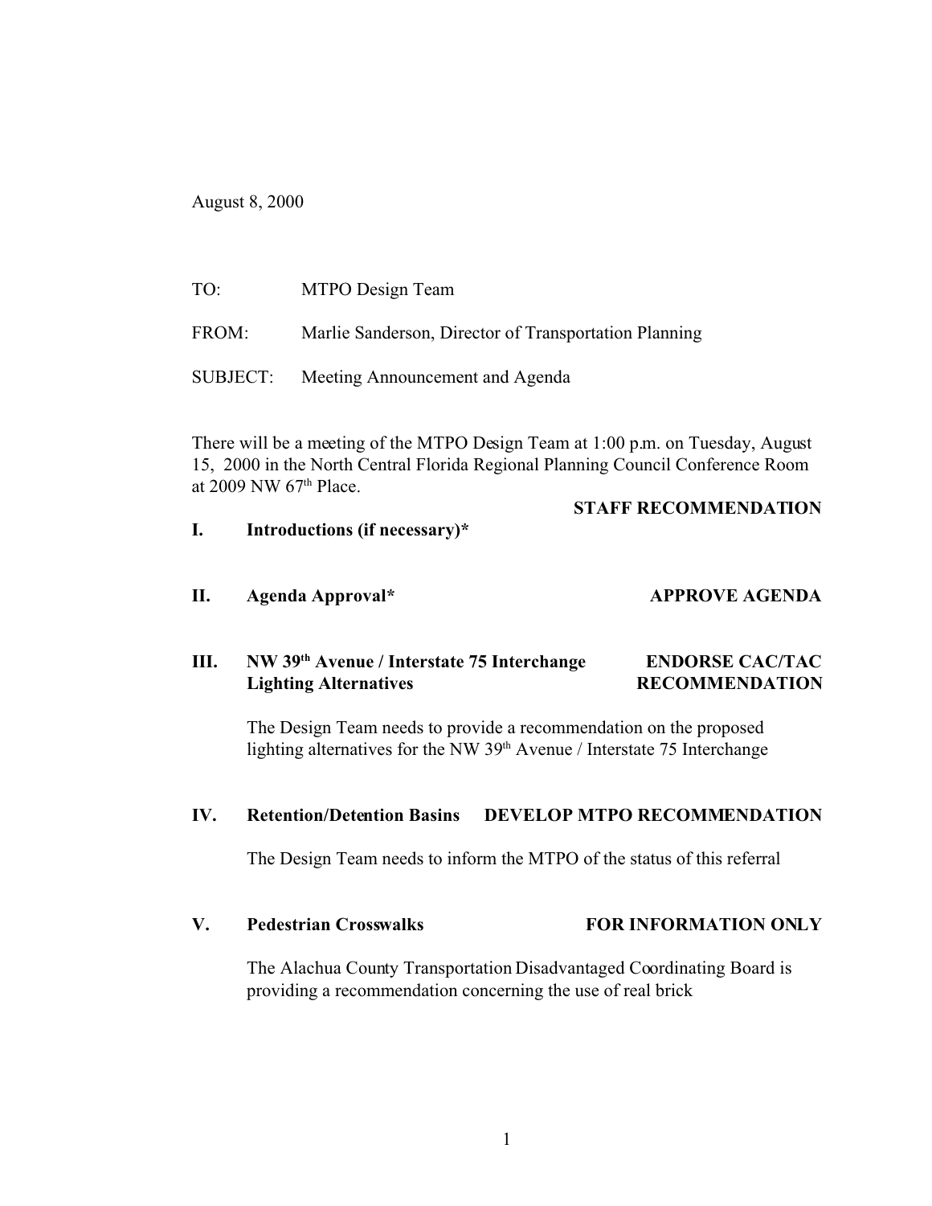August 8, 2000

TO: MTPO Design Team

FROM: Marlie Sanderson, Director of Transportation Planning

SUBJECT: Meeting Announcement and Agenda

There will be a meeting of the MTPO Design Team at 1:00 p.m. on Tuesday, August 15, 2000 in the North Central Florida Regional Planning Council Conference Room at 2009 NW 67th Place.

| | | **STAFF RECOMMENDATION** |
|---|---|---|
| **I.** | **Introductions (if necessary)*** | |
| **II.** | **Agenda Approval*** | **APPROVE AGENDA** |
| **III.** | **NW 39th Avenue / Interstate 75 Interchange Lighting Alternatives** | **ENDORSE CAC/TAC RECOMMENDATION** |
| **IV.** | **Retention/Detention Basins** | **DEVELOP MTPO RECOMMENDATION** |
| **V.** | **Pedestrian Crosswalks** | **FOR INFORMATION ONLY** |

**I. Introductions (if necessary)***

**II. Agenda Approval*** — **APPROVE AGENDA**

**III. NW 39th Avenue / Interstate 75 Interchange Lighting Alternatives** — **ENDORSE CAC/TAC RECOMMENDATION**

The Design Team needs to provide a recommendation on the proposed lighting alternatives for the NW 39th Avenue / Interstate 75 Interchange

**IV. Retention/Detention Basins** — **DEVELOP MTPO RECOMMENDATION**

The Design Team needs to inform the MTPO of the status of this referral

**V. Pedestrian Crosswalks** — **FOR INFORMATION ONLY**

The Alachua County Transportation Disadvantaged Coordinating Board is providing a recommendation concerning the use of real brick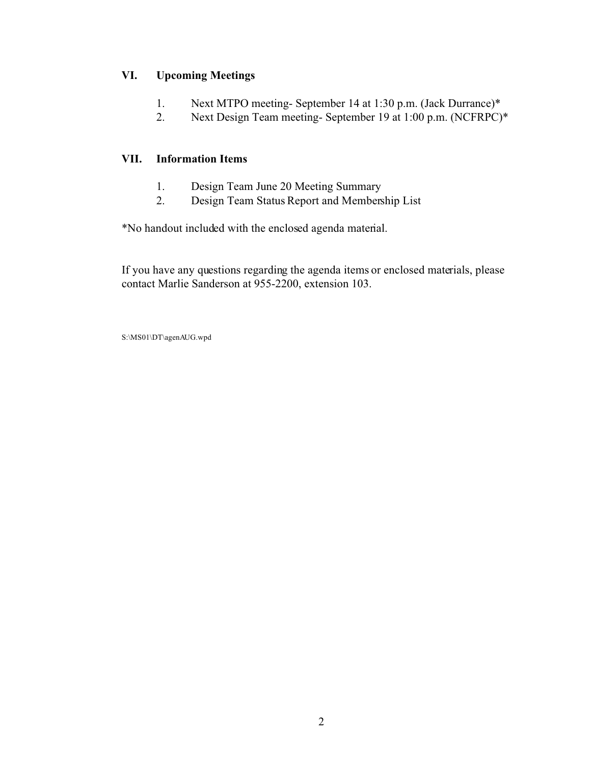## VI. Upcoming Meetings

1. Next MTPO meeting- September 14 at 1:30 p.m. (Jack Durrance)*
2. Next Design Team meeting- September 19 at 1:00 p.m. (NCFRPC)*

## VII. Information Items

1. Design Team June 20 Meeting Summary
2. Design Team Status Report and Membership List

*No handout included with the enclosed agenda material.

If you have any questions regarding the agenda items or enclosed materials, please contact Marlie Sanderson at 955-2200, extension 103.

S:\MS01\DT\agenAUG.wpd